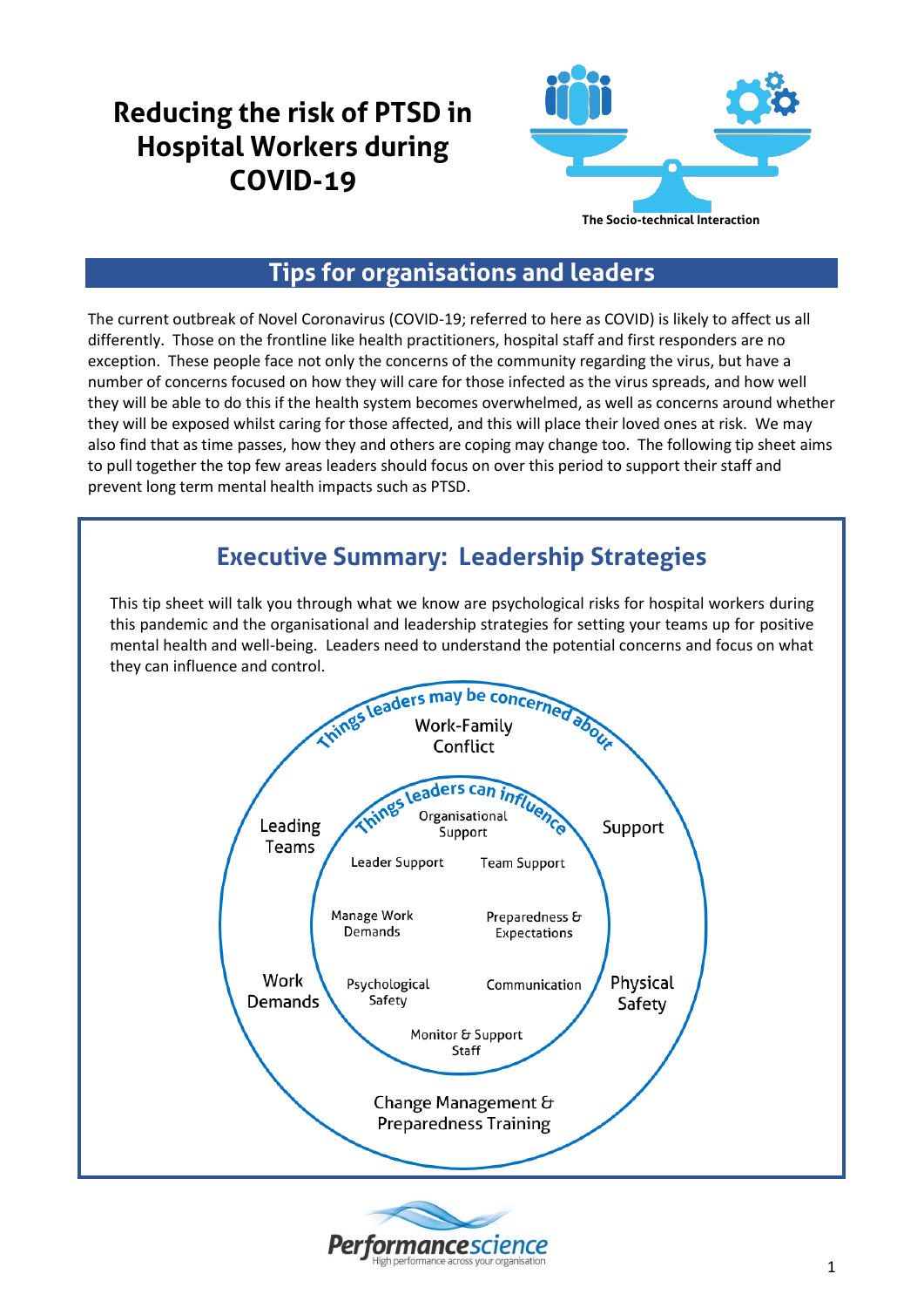# Reducing the risk of PTSD in Hospital Workers during COVID-19

The Socio-technical Interaction

## Tips for organisations and leaders

The current outbreak of Novel Coronavirus (COVID-19; referred to here as COVID) is likely to affect us all differently. Those on the frontline like health practitioners, hospital staff and first responders are no exception. These people face not only the concerns of the community regarding the virus, but have a number of concerns focused on how they will care for those infected as the virus spreads, and how well they will be able to do this if the health system becomes overwhelmed, as well as concerns around whether they will be exposed whilst caring for those affected, and this will place their loved ones at risk. We may also find that as time passes, how they and others are coping may change too. The following tip sheet aims to pull together the top few areas leaders should focus on over this period to support their staff and prevent long term mental health impacts such as PTSD.

## Executive Summary: Leadership Strategies

This tip sheet will talk you through what we know are psychological risks for hospital workers during this pandemic and the organisational and leadership strategies for setting your teams up for positive mental health and well-being. Leaders need to understand the potential concerns and focus on what they can influence and control.

**Things leaders may be concerned about**

- Work-Family Conflict
- Support
- Physical Safety
- Change Management & Preparedness Training
- Work Demands
- Leading Teams

**Things leaders can influence**

- Organisational Support
- Team Support
- Preparedness & Expectations
- Communication
- Monitor & Support Staff
- Psychological Safety
- Manage Work Demands
- Leader Support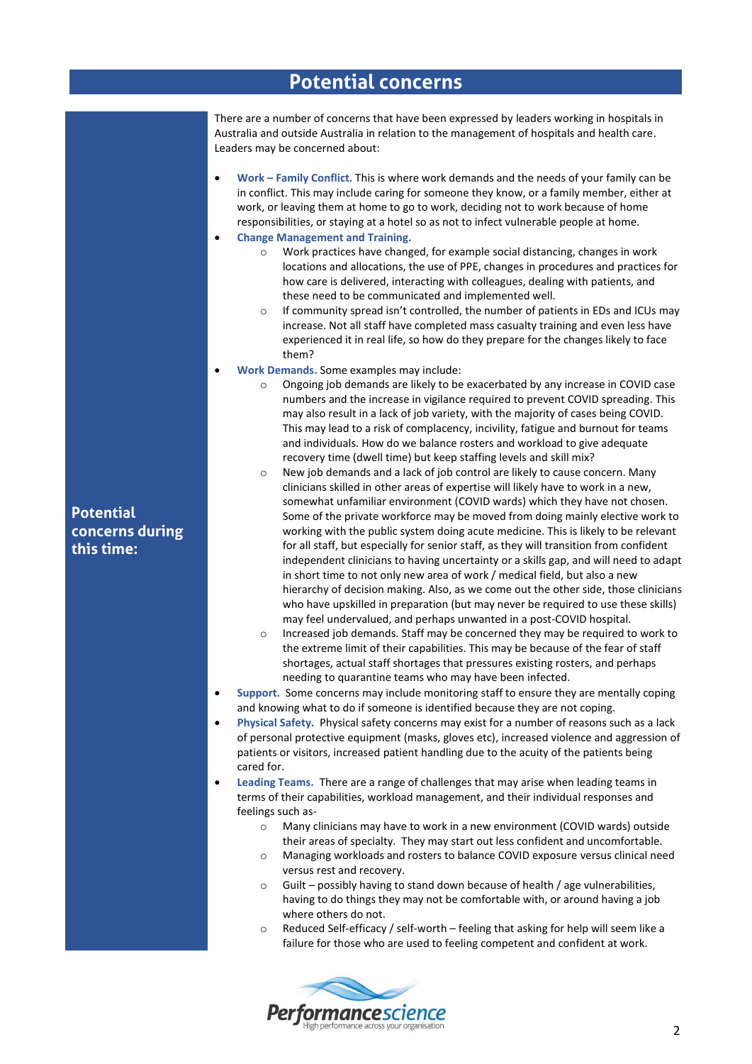# Potential concerns

## Potential concerns during this time:

There are a number of concerns that have been expressed by leaders working in hospitals in Australia and outside Australia in relation to the management of hospitals and health care. Leaders may be concerned about:

- **Work – Family Conflict.** This is where work demands and the needs of your family can be in conflict. This may include caring for someone they know, or a family member, either at work, or leaving them at home to go to work, deciding not to work because of home responsibilities, or staying at a hotel so as not to infect vulnerable people at home.
- **Change Management and Training.**
  - Work practices have changed, for example social distancing, changes in work locations and allocations, the use of PPE, changes in procedures and practices for how care is delivered, interacting with colleagues, dealing with patients, and these need to be communicated and implemented well.
  - If community spread isn't controlled, the number of patients in EDs and ICUs may increase. Not all staff have completed mass casualty training and even less have experienced it in real life, so how do they prepare for the changes likely to face them?
- **Work Demands.** Some examples may include:
  - Ongoing job demands are likely to be exacerbated by any increase in COVID case numbers and the increase in vigilance required to prevent COVID spreading. This may also result in a lack of job variety, with the majority of cases being COVID. This may lead to a risk of complacency, incivility, fatigue and burnout for teams and individuals. How do we balance rosters and workload to give adequate recovery time (dwell time) but keep staffing levels and skill mix?
  - New job demands and a lack of job control are likely to cause concern. Many clinicians skilled in other areas of expertise will likely have to work in a new, somewhat unfamiliar environment (COVID wards) which they have not chosen. Some of the private workforce may be moved from doing mainly elective work to working with the public system doing acute medicine. This is likely to be relevant for all staff, but especially for senior staff, as they will transition from confident independent clinicians to having uncertainty or a skills gap, and will need to adapt in short time to not only new area of work / medical field, but also a new hierarchy of decision making. Also, as we come out the other side, those clinicians who have upskilled in preparation (but may never be required to use these skills) may feel undervalued, and perhaps unwanted in a post-COVID hospital.
  - Increased job demands. Staff may be concerned they may be required to work to the extreme limit of their capabilities. This may be because of the fear of staff shortages, actual staff shortages that pressures existing rosters, and perhaps needing to quarantine teams who may have been infected.
- **Support.** Some concerns may include monitoring staff to ensure they are mentally coping and knowing what to do if someone is identified because they are not coping.
- **Physical Safety.** Physical safety concerns may exist for a number of reasons such as a lack of personal protective equipment (masks, gloves etc), increased violence and aggression of patients or visitors, increased patient handling due to the acuity of the patients being cared for.
- **Leading Teams.** There are a range of challenges that may arise when leading teams in terms of their capabilities, workload management, and their individual responses and feelings such as-
  - Many clinicians may have to work in a new environment (COVID wards) outside their areas of specialty. They may start out less confident and uncomfortable.
  - Managing workloads and rosters to balance COVID exposure versus clinical need versus rest and recovery.
  - Guilt – possibly having to stand down because of health / age vulnerabilities, having to do things they may not be comfortable with, or around having a job where others do not.
  - Reduced Self-efficacy / self-worth – feeling that asking for help will seem like a failure for those who are used to feeling competent and confident at work.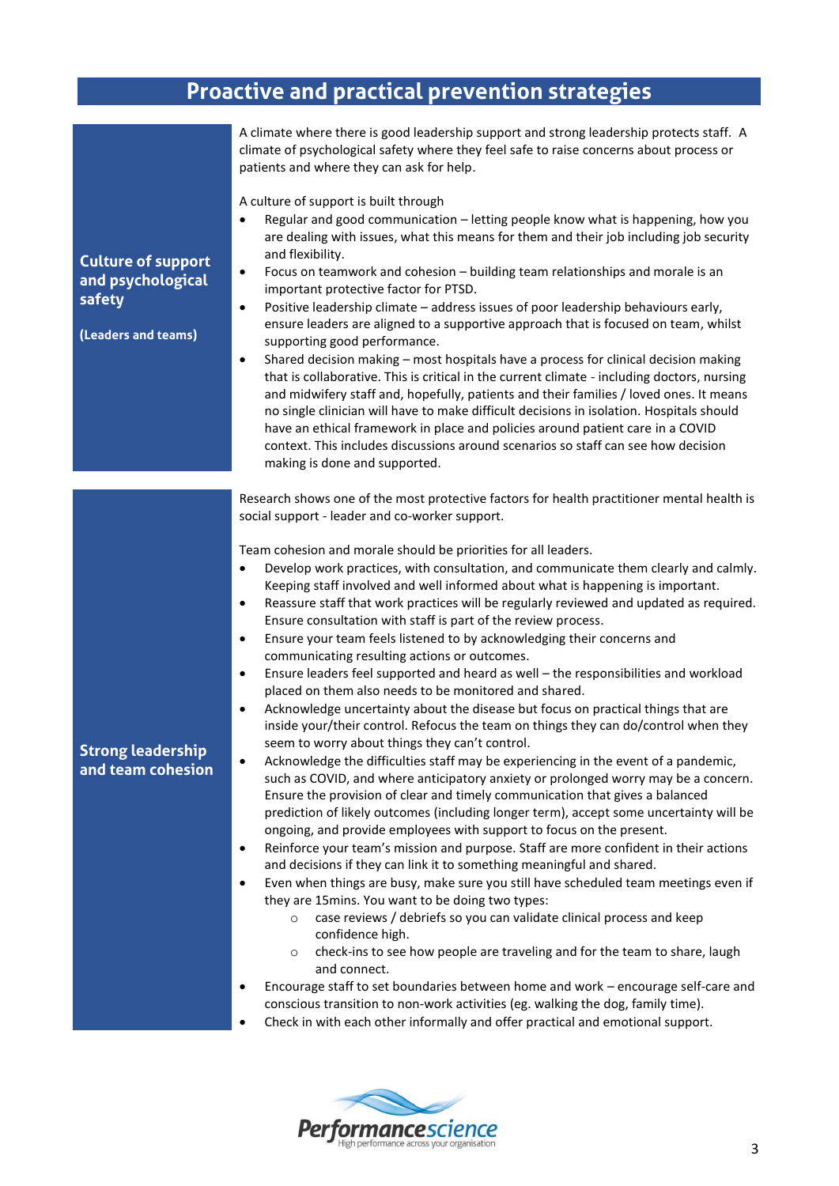# Proactive and practical prevention strategies

## Culture of support and psychological safety

**(Leaders and teams)**

A climate where there is good leadership support and strong leadership protects staff. A climate of psychological safety where they feel safe to raise concerns about process or patients and where they can ask for help.

A culture of support is built through

- Regular and good communication – letting people know what is happening, how you are dealing with issues, what this means for them and their job including job security and flexibility.
- Focus on teamwork and cohesion – building team relationships and morale is an important protective factor for PTSD.
- Positive leadership climate – address issues of poor leadership behaviours early, ensure leaders are aligned to a supportive approach that is focused on team, whilst supporting good performance.
- Shared decision making – most hospitals have a process for clinical decision making that is collaborative. This is critical in the current climate - including doctors, nursing and midwifery staff and, hopefully, patients and their families / loved ones. It means no single clinician will have to make difficult decisions in isolation. Hospitals should have an ethical framework in place and policies around patient care in a COVID context. This includes discussions around scenarios so staff can see how decision making is done and supported.

## Strong leadership and team cohesion

Research shows one of the most protective factors for health practitioner mental health is social support - leader and co-worker support.

Team cohesion and morale should be priorities for all leaders.

- Develop work practices, with consultation, and communicate them clearly and calmly. Keeping staff involved and well informed about what is happening is important.
- Reassure staff that work practices will be regularly reviewed and updated as required. Ensure consultation with staff is part of the review process.
- Ensure your team feels listened to by acknowledging their concerns and communicating resulting actions or outcomes.
- Ensure leaders feel supported and heard as well – the responsibilities and workload placed on them also needs to be monitored and shared.
- Acknowledge uncertainty about the disease but focus on practical things that are inside your/their control. Refocus the team on things they can do/control when they seem to worry about things they can't control.
- Acknowledge the difficulties staff may be experiencing in the event of a pandemic, such as COVID, and where anticipatory anxiety or prolonged worry may be a concern. Ensure the provision of clear and timely communication that gives a balanced prediction of likely outcomes (including longer term), accept some uncertainty will be ongoing, and provide employees with support to focus on the present.
- Reinforce your team's mission and purpose. Staff are more confident in their actions and decisions if they can link it to something meaningful and shared.
- Even when things are busy, make sure you still have scheduled team meetings even if they are 15mins. You want to be doing two types:
  - case reviews / debriefs so you can validate clinical process and keep confidence high.
  - check-ins to see how people are traveling and for the team to share, laugh and connect.
- Encourage staff to set boundaries between home and work – encourage self-care and conscious transition to non-work activities (eg. walking the dog, family time).
- Check in with each other informally and offer practical and emotional support.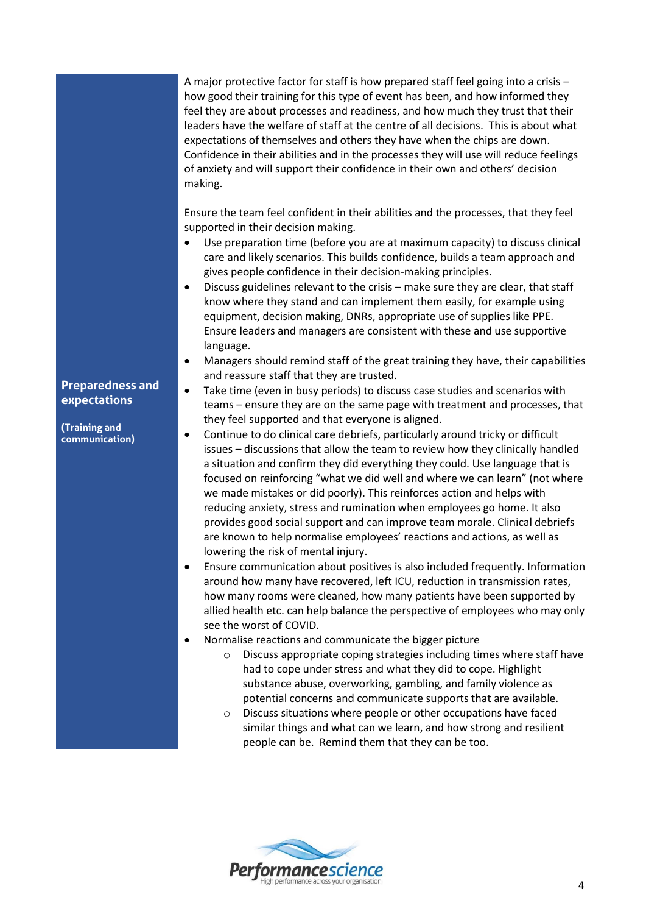## Preparedness and expectations

**(Training and communication)**

A major protective factor for staff is how prepared staff feel going into a crisis – how good their training for this type of event has been, and how informed they feel they are about processes and readiness, and how much they trust that their leaders have the welfare of staff at the centre of all decisions. This is about what expectations of themselves and others they have when the chips are down. Confidence in their abilities and in the processes they will use will reduce feelings of anxiety and will support their confidence in their own and others' decision making.

Ensure the team feel confident in their abilities and the processes, that they feel supported in their decision making.

- Use preparation time (before you are at maximum capacity) to discuss clinical care and likely scenarios. This builds confidence, builds a team approach and gives people confidence in their decision-making principles.
- Discuss guidelines relevant to the crisis – make sure they are clear, that staff know where they stand and can implement them easily, for example using equipment, decision making, DNRs, appropriate use of supplies like PPE. Ensure leaders and managers are consistent with these and use supportive language.
- Managers should remind staff of the great training they have, their capabilities and reassure staff that they are trusted.
- Take time (even in busy periods) to discuss case studies and scenarios with teams – ensure they are on the same page with treatment and processes, that they feel supported and that everyone is aligned.
- Continue to do clinical care debriefs, particularly around tricky or difficult issues – discussions that allow the team to review how they clinically handled a situation and confirm they did everything they could. Use language that is focused on reinforcing "what we did well and where we can learn" (not where we made mistakes or did poorly). This reinforces action and helps with reducing anxiety, stress and rumination when employees go home. It also provides good social support and can improve team morale. Clinical debriefs are known to help normalise employees' reactions and actions, as well as lowering the risk of mental injury.
- Ensure communication about positives is also included frequently. Information around how many have recovered, left ICU, reduction in transmission rates, how many rooms were cleaned, how many patients have been supported by allied health etc. can help balance the perspective of employees who may only see the worst of COVID.
- Normalise reactions and communicate the bigger picture
  - Discuss appropriate coping strategies including times where staff have had to cope under stress and what they did to cope. Highlight substance abuse, overworking, gambling, and family violence as potential concerns and communicate supports that are available.
  - Discuss situations where people or other occupations have faced similar things and what can we learn, and how strong and resilient people can be. Remind them that they can be too.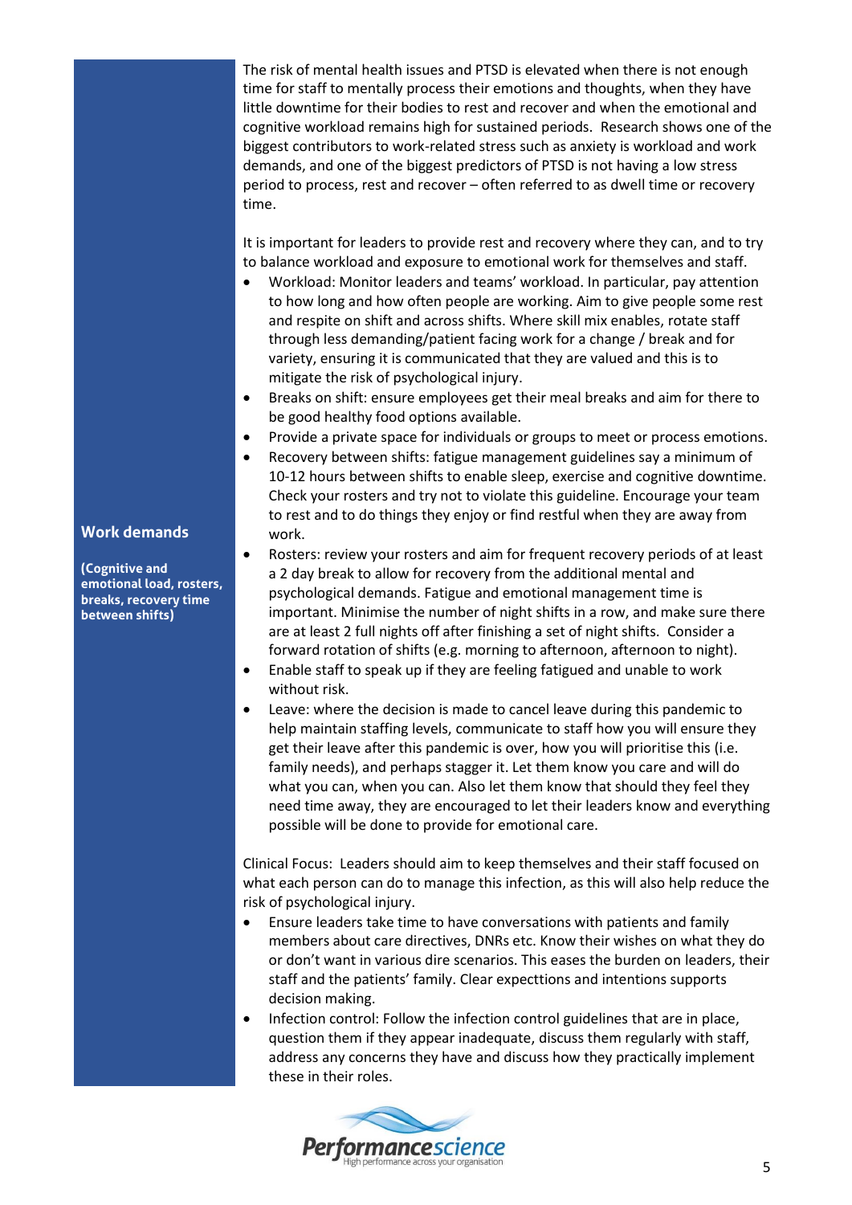The risk of mental health issues and PTSD is elevated when there is not enough time for staff to mentally process their emotions and thoughts, when they have little downtime for their bodies to rest and recover and when the emotional and cognitive workload remains high for sustained periods. Research shows one of the biggest contributors to work-related stress such as anxiety is workload and work demands, and one of the biggest predictors of PTSD is not having a low stress period to process, rest and recover – often referred to as dwell time or recovery time.

## Work demands

**(Cognitive and emotional load, rosters, breaks, recovery time between shifts)**

It is important for leaders to provide rest and recovery where they can, and to try to balance workload and exposure to emotional work for themselves and staff.

- Workload: Monitor leaders and teams' workload. In particular, pay attention to how long and how often people are working. Aim to give people some rest and respite on shift and across shifts. Where skill mix enables, rotate staff through less demanding/patient facing work for a change / break and for variety, ensuring it is communicated that they are valued and this is to mitigate the risk of psychological injury.
- Breaks on shift: ensure employees get their meal breaks and aim for there to be good healthy food options available.
- Provide a private space for individuals or groups to meet or process emotions.
- Recovery between shifts: fatigue management guidelines say a minimum of 10-12 hours between shifts to enable sleep, exercise and cognitive downtime. Check your rosters and try not to violate this guideline. Encourage your team to rest and to do things they enjoy or find restful when they are away from work.
- Rosters: review your rosters and aim for frequent recovery periods of at least a 2 day break to allow for recovery from the additional mental and psychological demands. Fatigue and emotional management time is important. Minimise the number of night shifts in a row, and make sure there are at least 2 full nights off after finishing a set of night shifts. Consider a forward rotation of shifts (e.g. morning to afternoon, afternoon to night).
- Enable staff to speak up if they are feeling fatigued and unable to work without risk.
- Leave: where the decision is made to cancel leave during this pandemic to help maintain staffing levels, communicate to staff how you will ensure they get their leave after this pandemic is over, how you will prioritise this (i.e. family needs), and perhaps stagger it. Let them know you care and will do what you can, when you can. Also let them know that should they feel they need time away, they are encouraged to let their leaders know and everything possible will be done to provide for emotional care.

Clinical Focus: Leaders should aim to keep themselves and their staff focused on what each person can do to manage this infection, as this will also help reduce the risk of psychological injury.

- Ensure leaders take time to have conversations with patients and family members about care directives, DNRs etc. Know their wishes on what they do or don't want in various dire scenarios. This eases the burden on leaders, their staff and the patients' family. Clear expecttions and intentions supports decision making.
- Infection control: Follow the infection control guidelines that are in place, question them if they appear inadequate, discuss them regularly with staff, address any concerns they have and discuss how they practically implement these in their roles.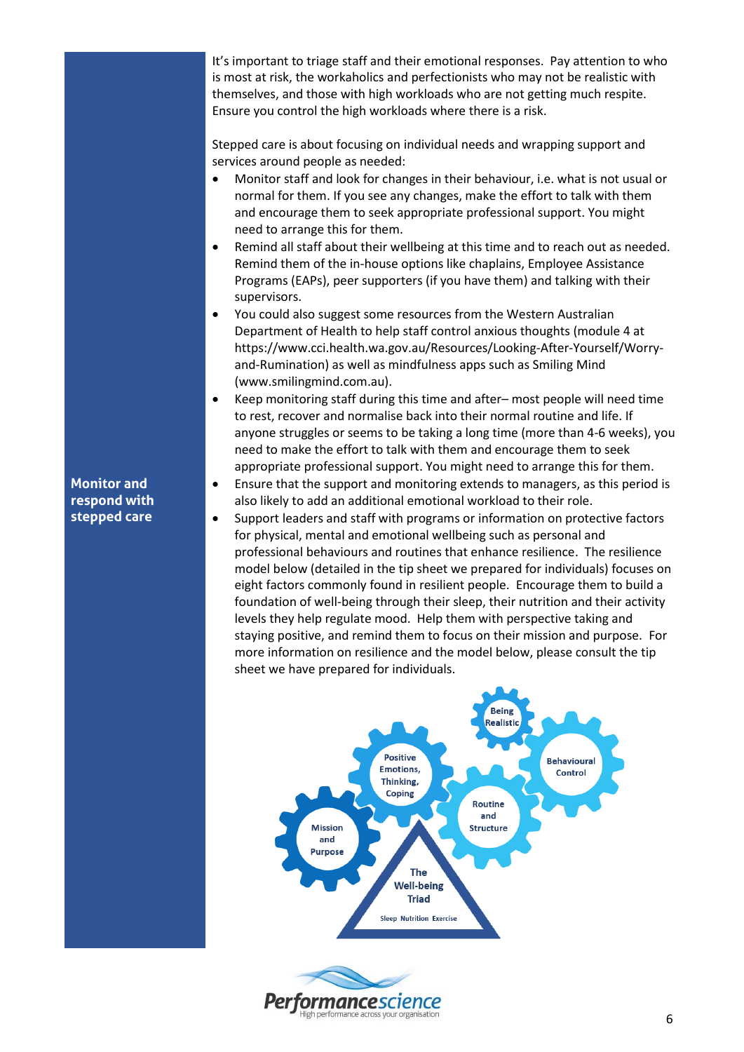It's important to triage staff and their emotional responses. Pay attention to who is most at risk, the workaholics and perfectionists who may not be realistic with themselves, and those with high workloads who are not getting much respite. Ensure you control the high workloads where there is a risk.

**Monitor and respond with stepped care**

Stepped care is about focusing on individual needs and wrapping support and services around people as needed:

- Monitor staff and look for changes in their behaviour, i.e. what is not usual or normal for them. If you see any changes, make the effort to talk with them and encourage them to seek appropriate professional support. You might need to arrange this for them.
- Remind all staff about their wellbeing at this time and to reach out as needed. Remind them of the in-house options like chaplains, Employee Assistance Programs (EAPs), peer supporters (if you have them) and talking with their supervisors.
- You could also suggest some resources from the Western Australian Department of Health to help staff control anxious thoughts (module 4 at https://www.cci.health.wa.gov.au/Resources/Looking-After-Yourself/Worry-and-Rumination) as well as mindfulness apps such as Smiling Mind (www.smilingmind.com.au).
- Keep monitoring staff during this time and after– most people will need time to rest, recover and normalise back into their normal routine and life. If anyone struggles or seems to be taking a long time (more than 4-6 weeks), you need to make the effort to talk with them and encourage them to seek appropriate professional support. You might need to arrange this for them.
- Ensure that the support and monitoring extends to managers, as this period is also likely to add an additional emotional workload to their role.
- Support leaders and staff with programs or information on protective factors for physical, mental and emotional wellbeing such as personal and professional behaviours and routines that enhance resilience. The resilience model below (detailed in the tip sheet we prepared for individuals) focuses on eight factors commonly found in resilient people. Encourage them to build a foundation of well-being through their sleep, their nutrition and their activity levels they help regulate mood. Help them with perspective taking and staying positive, and remind them to focus on their mission and purpose. For more information on resilience and the model below, please consult the tip sheet we have prepared for individuals.

Being Realistic | Behavioural Control | Positive Emotions, Thinking, Coping | Routine and Structure | Mission and Purpose | The Well-being Triad (Sleep Nutrition Exercise)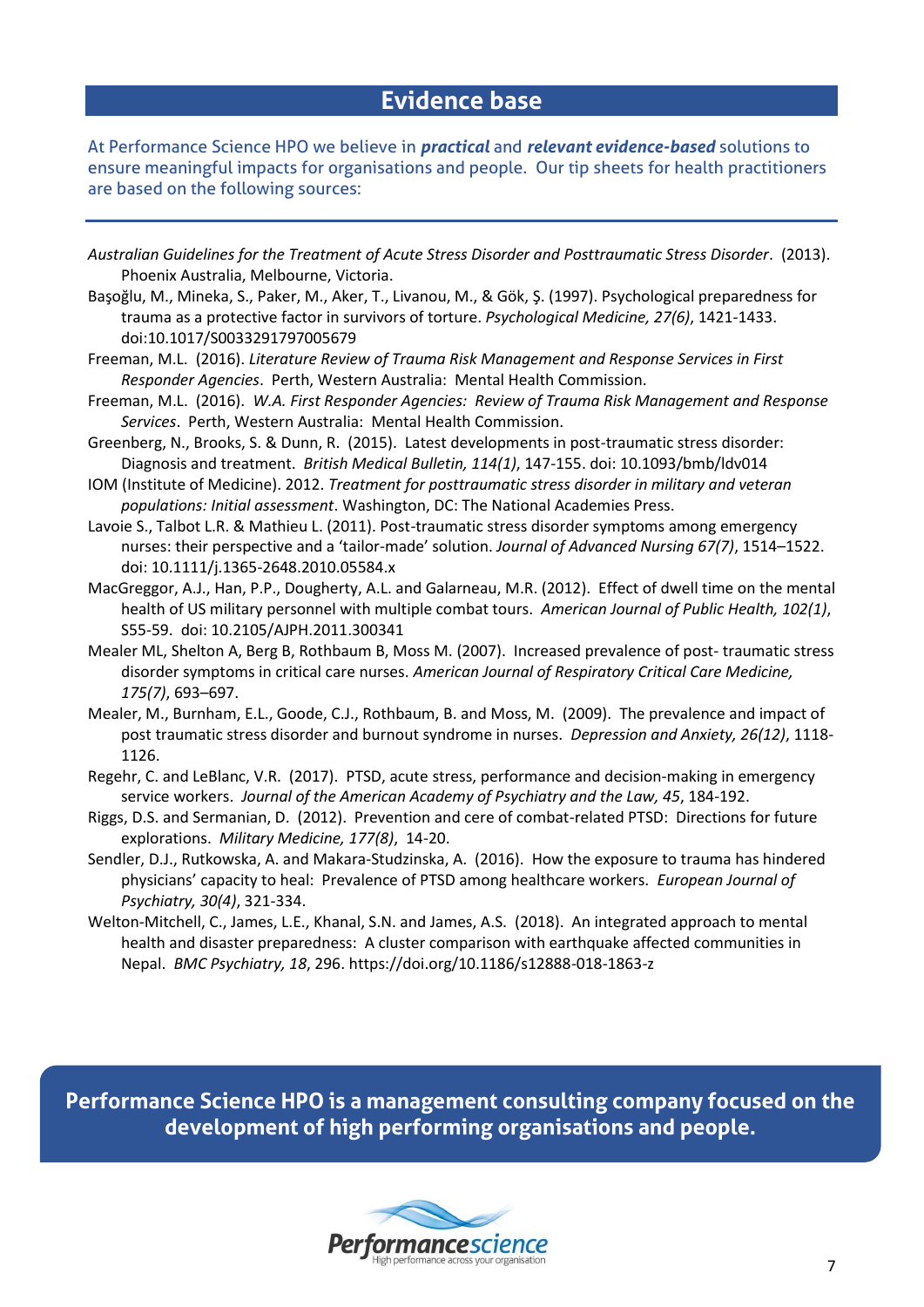# Evidence base

At Performance Science HPO we believe in ***practical*** and ***relevant evidence-based*** solutions to ensure meaningful impacts for organisations and people. Our tip sheets for health practitioners are based on the following sources:

*Australian Guidelines for the Treatment of Acute Stress Disorder and Posttraumatic Stress Disorder*. (2013). Phoenix Australia, Melbourne, Victoria.

Başoğlu, M., Mineka, S., Paker, M., Aker, T., Livanou, M., & Gök, Ş. (1997). Psychological preparedness for trauma as a protective factor in survivors of torture. *Psychological Medicine, 27(6)*, 1421-1433. doi:10.1017/S0033291797005679

Freeman, M.L. (2016). *Literature Review of Trauma Risk Management and Response Services in First Responder Agencies*. Perth, Western Australia: Mental Health Commission.

Freeman, M.L. (2016). *W.A. First Responder Agencies: Review of Trauma Risk Management and Response Services*. Perth, Western Australia: Mental Health Commission.

Greenberg, N., Brooks, S. & Dunn, R. (2015). Latest developments in post-traumatic stress disorder: Diagnosis and treatment. *British Medical Bulletin, 114(1)*, 147-155. doi: 10.1093/bmb/ldv014

IOM (Institute of Medicine). 2012. *Treatment for posttraumatic stress disorder in military and veteran populations: Initial assessment*. Washington, DC: The National Academies Press.

Lavoie S., Talbot L.R. & Mathieu L. (2011). Post-traumatic stress disorder symptoms among emergency nurses: their perspective and a 'tailor-made' solution. *Journal of Advanced Nursing 67(7)*, 1514–1522. doi: 10.1111/j.1365-2648.2010.05584.x

MacGreggor, A.J., Han, P.P., Dougherty, A.L. and Galarneau, M.R. (2012). Effect of dwell time on the mental health of US military personnel with multiple combat tours. *American Journal of Public Health, 102(1)*, S55-59. doi: 10.2105/AJPH.2011.300341

Mealer ML, Shelton A, Berg B, Rothbaum B, Moss M. (2007). Increased prevalence of post- traumatic stress disorder symptoms in critical care nurses. *American Journal of Respiratory Critical Care Medicine, 175(7)*, 693–697.

Mealer, M., Burnham, E.L., Goode, C.J., Rothbaum, B. and Moss, M. (2009). The prevalence and impact of post traumatic stress disorder and burnout syndrome in nurses. *Depression and Anxiety, 26(12)*, 1118-1126.

Regehr, C. and LeBlanc, V.R. (2017). PTSD, acute stress, performance and decision-making in emergency service workers. *Journal of the American Academy of Psychiatry and the Law, 45*, 184-192.

Riggs, D.S. and Sermanian, D. (2012). Prevention and cere of combat-related PTSD: Directions for future explorations. *Military Medicine, 177(8)*, 14-20.

Sendler, D.J., Rutkowska, A. and Makara-Studzinska, A. (2016). How the exposure to trauma has hindered physicians' capacity to heal: Prevalence of PTSD among healthcare workers. *European Journal of Psychiatry, 30(4)*, 321-334.

Welton-Mitchell, C., James, L.E., Khanal, S.N. and James, A.S. (2018). An integrated approach to mental health and disaster preparedness: A cluster comparison with earthquake affected communities in Nepal. *BMC Psychiatry, 18*, 296. https://doi.org/10.1186/s12888-018-1863-z

**Performance Science HPO is a management consulting company focused on the development of high performing organisations and people.**

Performancescience
High performance across your organisation